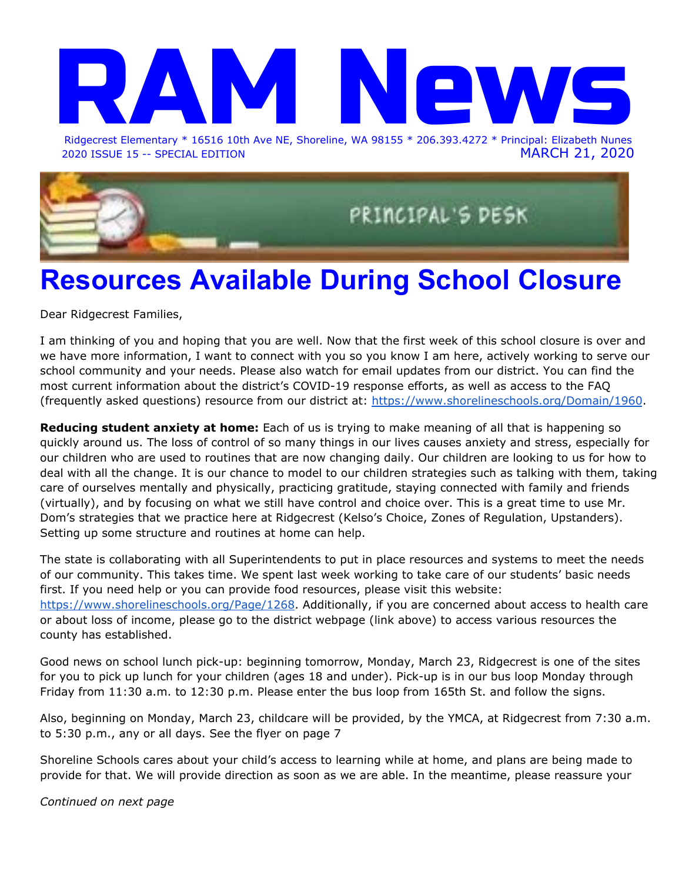# RAM News

Ridgecrest Elementary * 16516 10th Ave NE, Shoreline, WA 98155 * 206.393.4272 * Principal: Elizabeth Nunes

2020 ISSUE 15 -- SPECIAL EDITION — MARCH 21, 2020

PRINCIPAL'S DESK

# Resources Available During School Closure

Dear Ridgecrest Families,

I am thinking of you and hoping that you are well. Now that the first week of this school closure is over and we have more information, I want to connect with you so you know I am here, actively working to serve our school community and your needs. Please also watch for email updates from our district. You can find the most current information about the district's COVID-19 response efforts, as well as access to the FAQ (frequently asked questions) resource from our district at: [https://www.shorelineschools.org/Domain/1960](https://www.shorelineschools.org/Domain/1960).

**Reducing student anxiety at home:** Each of us is trying to make meaning of all that is happening so quickly around us. The loss of control of so many things in our lives causes anxiety and stress, especially for our children who are used to routines that are now changing daily. Our children are looking to us for how to deal with all the change. It is our chance to model to our children strategies such as talking with them, taking care of ourselves mentally and physically, practicing gratitude, staying connected with family and friends (virtually), and by focusing on what we still have control and choice over. This is a great time to use Mr. Dom's strategies that we practice here at Ridgecrest (Kelso's Choice, Zones of Regulation, Upstanders). Setting up some structure and routines at home can help.

The state is collaborating with all Superintendents to put in place resources and systems to meet the needs of our community. This takes time. We spent last week working to take care of our students' basic needs first. If you need help or you can provide food resources, please visit this website: [https://www.shorelineschools.org/Page/1268](https://www.shorelineschools.org/Page/1268). Additionally, if you are concerned about access to health care or about loss of income, please go to the district webpage (link above) to access various resources the county has established.

Good news on school lunch pick-up: beginning tomorrow, Monday, March 23, Ridgecrest is one of the sites for you to pick up lunch for your children (ages 18 and under). Pick-up is in our bus loop Monday through Friday from 11:30 a.m. to 12:30 p.m. Please enter the bus loop from 165th St. and follow the signs.

Also, beginning on Monday, March 23, childcare will be provided, by the YMCA, at Ridgecrest from 7:30 a.m. to 5:30 p.m., any or all days. See the flyer on page 7

Shoreline Schools cares about your child's access to learning while at home, and plans are being made to provide for that. We will provide direction as soon as we are able. In the meantime, please reassure your

*Continued on next page*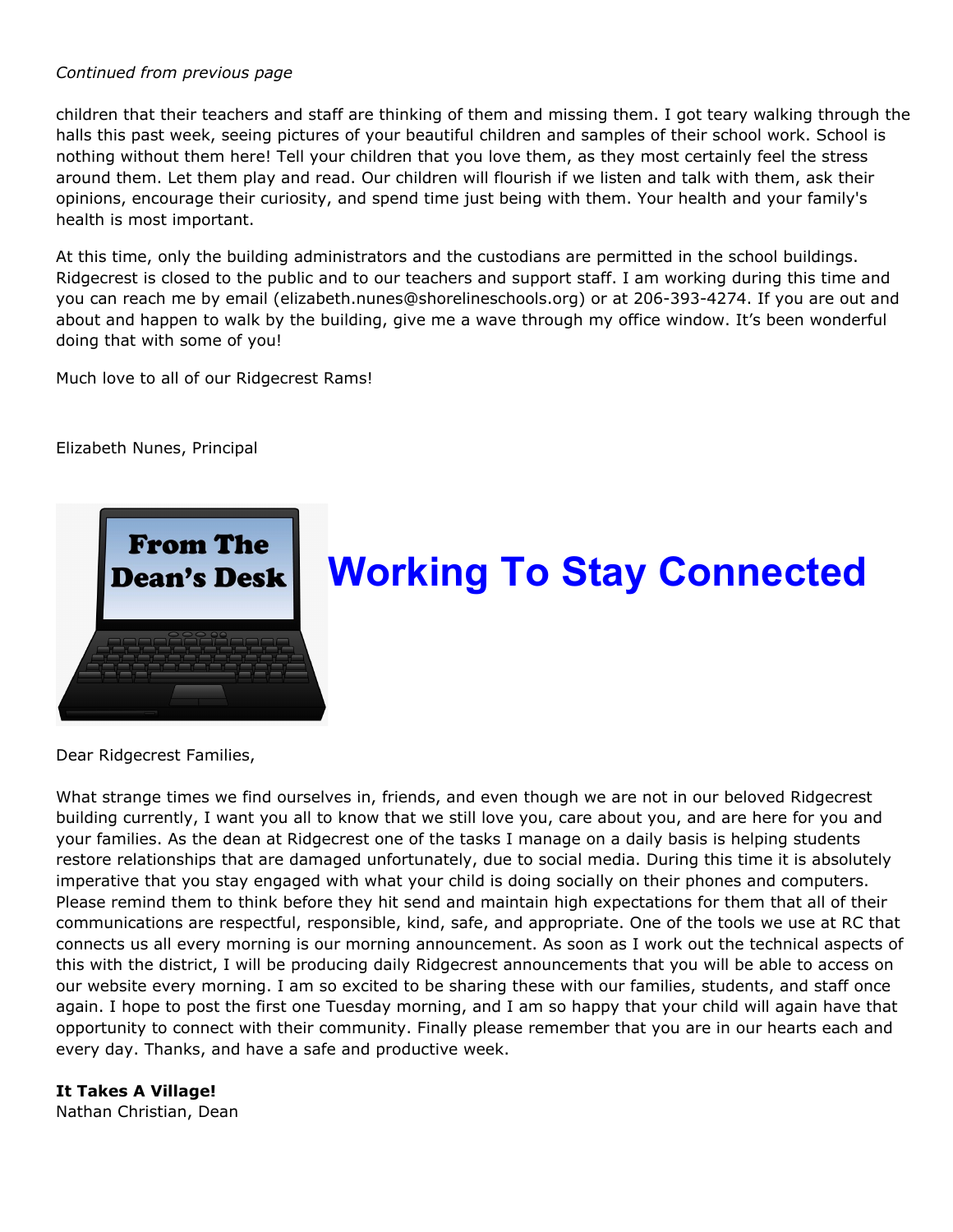*Continued from previous page*

children that their teachers and staff are thinking of them and missing them. I got teary walking through the halls this past week, seeing pictures of your beautiful children and samples of their school work. School is nothing without them here! Tell your children that you love them, as they most certainly feel the stress around them. Let them play and read. Our children will flourish if we listen and talk with them, ask their opinions, encourage their curiosity, and spend time just being with them. Your health and your family's health is most important.

At this time, only the building administrators and the custodians are permitted in the school buildings. Ridgecrest is closed to the public and to our teachers and support staff. I am working during this time and you can reach me by email (elizabeth.nunes@shorelineschools.org) or at 206-393-4274. If you are out and about and happen to walk by the building, give me a wave through my office window. It's been wonderful doing that with some of you!

Much love to all of our Ridgecrest Rams!

Elizabeth Nunes, Principal

From The Dean's Desk

# Working To Stay Connected

Dear Ridgecrest Families,

What strange times we find ourselves in, friends, and even though we are not in our beloved Ridgecrest building currently, I want you all to know that we still love you, care about you, and are here for you and your families. As the dean at Ridgecrest one of the tasks I manage on a daily basis is helping students restore relationships that are damaged unfortunately, due to social media. During this time it is absolutely imperative that you stay engaged with what your child is doing socially on their phones and computers. Please remind them to think before they hit send and maintain high expectations for them that all of their communications are respectful, responsible, kind, safe, and appropriate. One of the tools we use at RC that connects us all every morning is our morning announcement. As soon as I work out the technical aspects of this with the district, I will be producing daily Ridgecrest announcements that you will be able to access on our website every morning. I am so excited to be sharing these with our families, students, and staff once again. I hope to post the first one Tuesday morning, and I am so happy that your child will again have that opportunity to connect with their community. Finally please remember that you are in our hearts each and every day. Thanks, and have a safe and productive week.

**It Takes A Village!**
Nathan Christian, Dean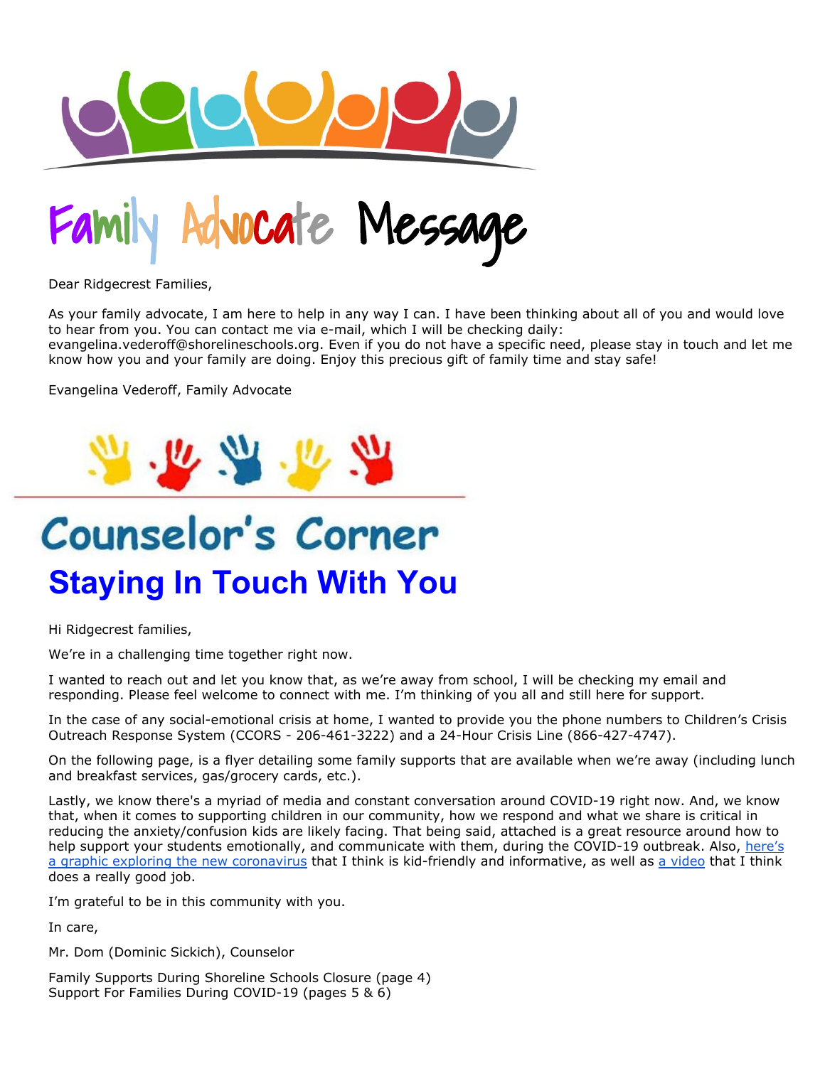# Family Advocate Message

Dear Ridgecrest Families,

As your family advocate, I am here to help in any way I can. I have been thinking about all of you and would love to hear from you. You can contact me via e-mail, which I will be checking daily: evangelina.vederoff@shorelineschools.org. Even if you do not have a specific need, please stay in touch and let me know how you and your family are doing. Enjoy this precious gift of family time and stay safe!

Evangelina Vederoff, Family Advocate

# Counselor's Corner

## Staying In Touch With You

Hi Ridgecrest families,

We're in a challenging time together right now.

I wanted to reach out and let you know that, as we're away from school, I will be checking my email and responding. Please feel welcome to connect with me. I'm thinking of you all and still here for support.

In the case of any social-emotional crisis at home, I wanted to provide you the phone numbers to Children's Crisis Outreach Response System (CCORS - 206-461-3222) and a 24-Hour Crisis Line (866-427-4747).

On the following page, is a flyer detailing some family supports that are available when we're away (including lunch and breakfast services, gas/grocery cards, etc.).

Lastly, we know there's a myriad of media and constant conversation around COVID-19 right now. And, we know that, when it comes to supporting children in our community, how we respond and what we share is critical in reducing the anxiety/confusion kids are likely facing. That being said, attached is a great resource around how to help support your students emotionally, and communicate with them, during the COVID-19 outbreak. Also, here's a graphic exploring the new coronavirus that I think is kid-friendly and informative, as well as a video that I think does a really good job.

I'm grateful to be in this community with you.

In care,

Mr. Dom (Dominic Sickich), Counselor

Family Supports During Shoreline Schools Closure (page 4)
Support For Families During COVID-19 (pages 5 & 6)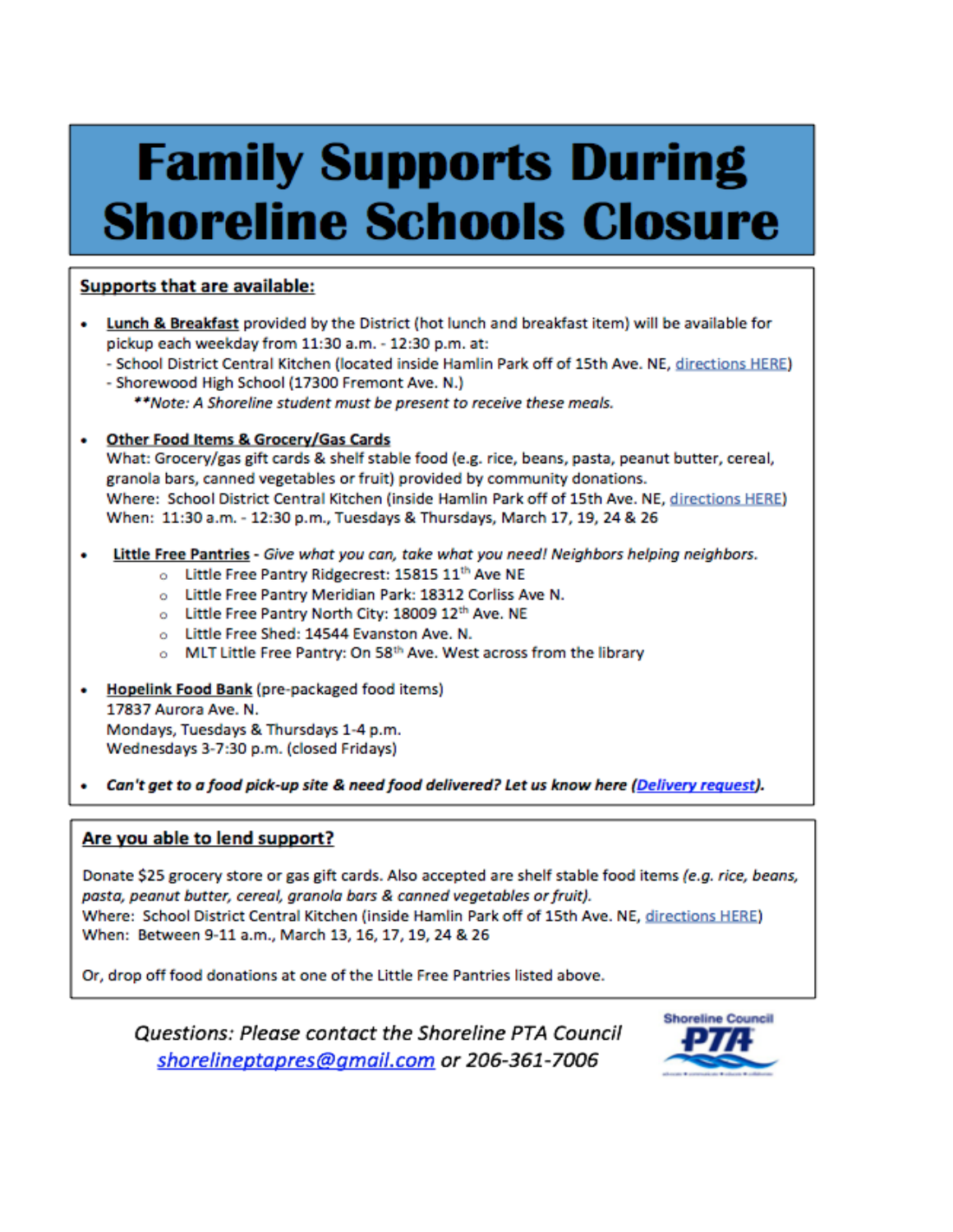# Family Supports During Shoreline Schools Closure

## Supports that are available:

- **Lunch & Breakfast** provided by the District (hot lunch and breakfast item) will be available for pickup each weekday from 11:30 a.m. - 12:30 p.m. at:
  - School District Central Kitchen (located inside Hamlin Park off of 15th Ave. NE, directions HERE)
  - Shorewood High School (17300 Fremont Ave. N.)

  ***Note: A Shoreline student must be present to receive these meals.*

- **Other Food Items & Grocery/Gas Cards**
  What: Grocery/gas gift cards & shelf stable food (e.g. rice, beans, pasta, peanut butter, cereal, granola bars, canned vegetables or fruit) provided by community donations.
  Where: School District Central Kitchen (inside Hamlin Park off of 15th Ave. NE, directions HERE)
  When: 11:30 a.m. - 12:30 p.m., Tuesdays & Thursdays, March 17, 19, 24 & 26

- **Little Free Pantries** - *Give what you can, take what you need! Neighbors helping neighbors.*
  - Little Free Pantry Ridgecrest: 15815 11th Ave NE
  - Little Free Pantry Meridian Park: 18312 Corliss Ave N.
  - Little Free Pantry North City: 18009 12th Ave. NE
  - Little Free Shed: 14544 Evanston Ave. N.
  - MLT Little Free Pantry: On 58th Ave. West across from the library

- **Hopelink Food Bank** (pre-packaged food items)
  17837 Aurora Ave. N.
  Mondays, Tuesdays & Thursdays 1-4 p.m.
  Wednesdays 3-7:30 p.m. (closed Fridays)

- ***Can't get to a food pick-up site & need food delivered? Let us know here (Delivery request).***

## Are you able to lend support?

Donate $25 grocery store or gas gift cards. Also accepted are shelf stable food items *(e.g. rice, beans, pasta, peanut butter, cereal, granola bars & canned vegetables or fruit).*
Where: School District Central Kitchen (inside Hamlin Park off of 15th Ave. NE, directions HERE)
When: Between 9-11 a.m., March 13, 16, 17, 19, 24 & 26

Or, drop off food donations at one of the Little Free Pantries listed above.

*Questions: Please contact the Shoreline PTA Council*
*shorelineptapres@gmail.com or 206-361-7006*

Shoreline Council PTA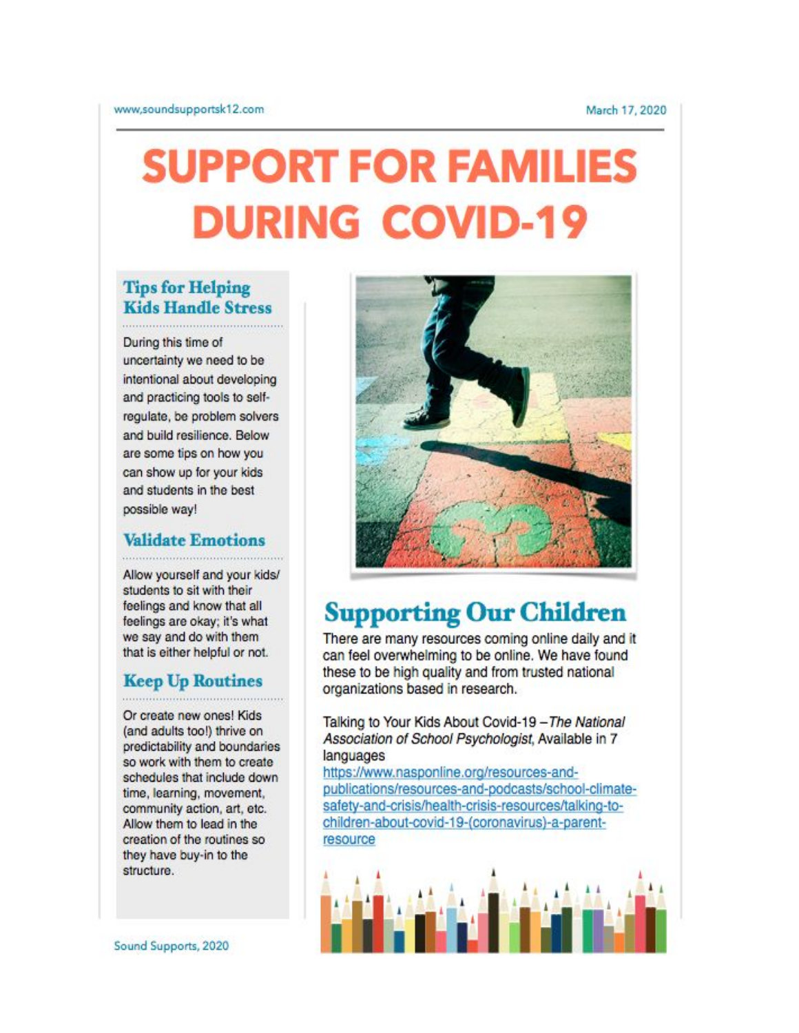# SUPPORT FOR FAMILIES DURING COVID-19

### Tips for Helping Kids Handle Stress

During this time of uncertainty we need to be intentional about developing and practicing tools to self-regulate, be problem solvers and build resilience. Below are some tips on how you can show up for your kids and students in the best possible way!

### Validate Emotions

Allow yourself and your kids/students to sit with their feelings and know that all feelings are okay; it's what we say and do with them that is either helpful or not.

### Keep Up Routines

Or create new ones! Kids (and adults too!) thrive on predictability and boundaries so work with them to create schedules that include down time, learning, movement, community action, art, etc. Allow them to lead in the creation of the routines so they have buy-in to the structure.

## Supporting Our Children

There are many resources coming online daily and it can feel overwhelming to be online. We have found these to be high quality and from trusted national organizations based in research.

Talking to Your Kids About Covid-19 – *The National Association of School Psychologist*, Available in 7 languages
https://www.nasponline.org/resources-and-publications/resources-and-podcasts/school-climate-safety-and-crisis/health-crisis-resources/talking-to-children-about-covid-19-(coronavirus)-a-parent-resource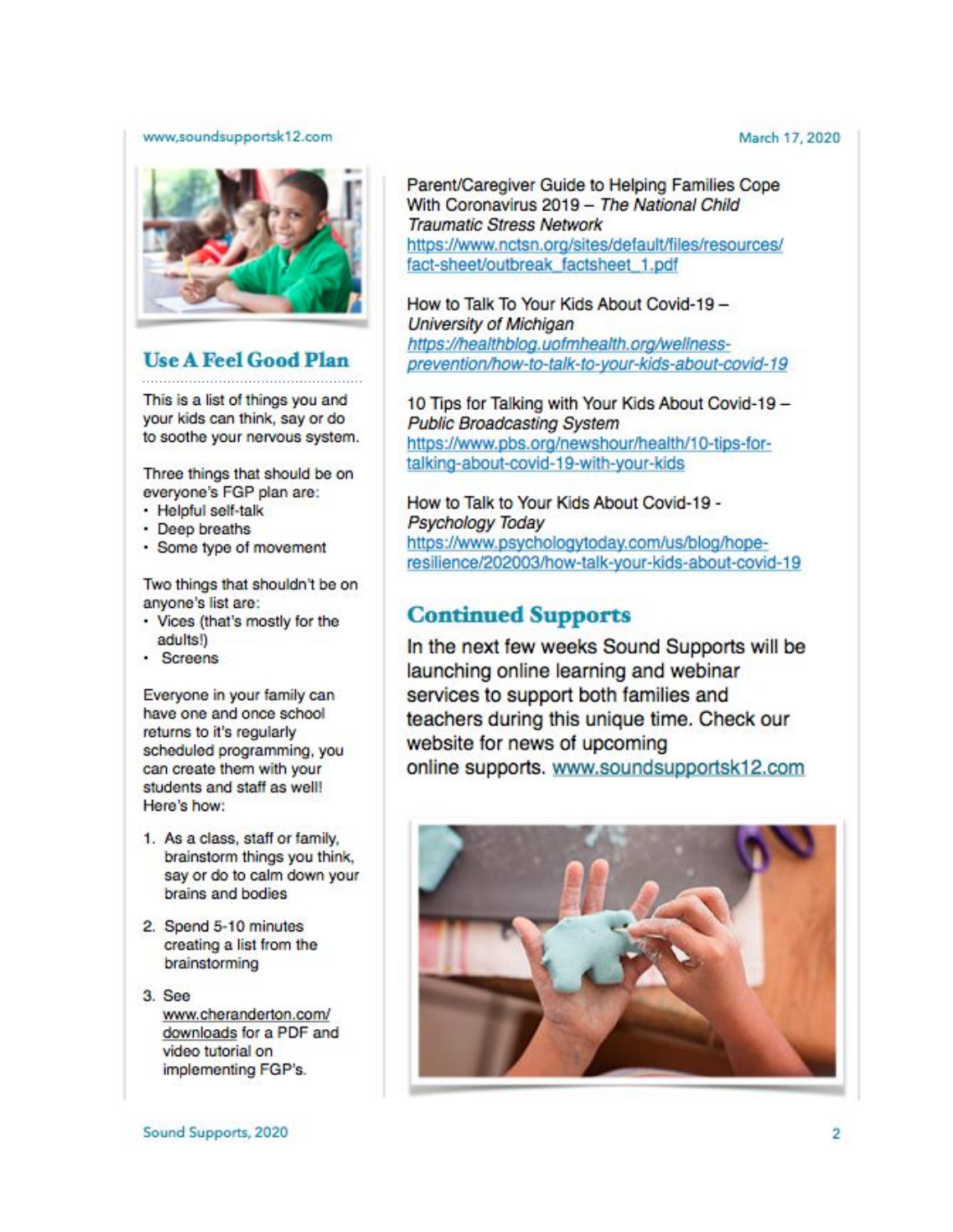## Use A Feel Good Plan

This is a list of things you and your kids can think, say or do to soothe your nervous system.

Three things that should be on everyone's FGP plan are:

- Helpful self-talk
- Deep breaths
- Some type of movement

Two things that shouldn't be on anyone's list are:

- Vices (that's mostly for the adults!)
- Screens

Everyone in your family can have one and once school returns to it's regularly scheduled programming, you can create them with your students and staff as well! Here's how:

1. As a class, staff or family, brainstorm things you think, say or do to calm down your brains and bodies
2. Spend 5-10 minutes creating a list from the brainstorming
3. See www.cheranderton.com/downloads for a PDF and video tutorial on implementing FGP's.

Parent/Caregiver Guide to Helping Families Cope With Coronavirus 2019 – *The National Child Traumatic Stress Network*
https://www.nctsn.org/sites/default/files/resources/fact-sheet/outbreak_factsheet_1.pdf

How to Talk To Your Kids About Covid-19 – *University of Michigan*
*https://healthblog.uofmhealth.org/wellness-prevention/how-to-talk-to-your-kids-about-covid-19*

10 Tips for Talking with Your Kids About Covid-19 – *Public Broadcasting System*
https://www.pbs.org/newshour/health/10-tips-for-talking-about-covid-19-with-your-kids

How to Talk to Your Kids About Covid-19 - *Psychology Today*
https://www.psychologytoday.com/us/blog/hope-resilience/202003/how-talk-your-kids-about-covid-19

## Continued Supports

In the next few weeks Sound Supports will be launching online learning and webinar services to support both families and teachers during this unique time. Check our website for news of upcoming online supports. www.soundsupportsk12.com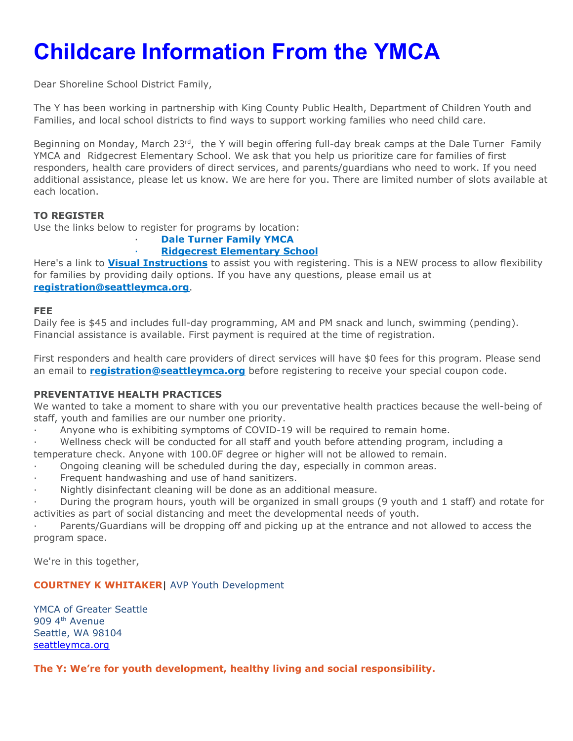# Childcare Information From the YMCA

Dear Shoreline School District Family,

The Y has been working in partnership with King County Public Health, Department of Children Youth and Families, and local school districts to find ways to support working families who need child care.

Beginning on Monday, March 23rd, the Y will begin offering full-day break camps at the Dale Turner Family YMCA and Ridgecrest Elementary School. We ask that you help us prioritize care for families of first responders, health care providers of direct services, and parents/guardians who need to work. If you need additional assistance, please let us know. We are here for you. There are limited number of slots available at each location.

**TO REGISTER**

Use the links below to register for programs by location:

- **Dale Turner Family YMCA**
- **Ridgecrest Elementary School**

Here's a link to **Visual Instructions** to assist you with registering. This is a NEW process to allow flexibility for families by providing daily options. If you have any questions, please email us at **registration@seattleymca.org**.

**FEE**

Daily fee is $45 and includes full-day programming, AM and PM snack and lunch, swimming (pending). Financial assistance is available. First payment is required at the time of registration.

First responders and health care providers of direct services will have $0 fees for this program. Please send an email to **registration@seattleymca.org** before registering to receive your special coupon code.

**PREVENTATIVE HEALTH PRACTICES**

We wanted to take a moment to share with you our preventative health practices because the well-being of staff, youth and families are our number one priority.

- Anyone who is exhibiting symptoms of COVID-19 will be required to remain home.
- Wellness check will be conducted for all staff and youth before attending program, including a temperature check. Anyone with 100.0F degree or higher will not be allowed to remain.
- Ongoing cleaning will be scheduled during the day, especially in common areas.
- Frequent handwashing and use of hand sanitizers.
- Nightly disinfectant cleaning will be done as an additional measure.
- During the program hours, youth will be organized in small groups (9 youth and 1 staff) and rotate for activities as part of social distancing and meet the developmental needs of youth.
- Parents/Guardians will be dropping off and picking up at the entrance and not allowed to access the program space.

We're in this together,

**COURTNEY K WHITAKER**| AVP Youth Development

YMCA of Greater Seattle
909 4th Avenue
Seattle, WA 98104
seattleymca.org

**The Y: We're for youth development, healthy living and social responsibility.**